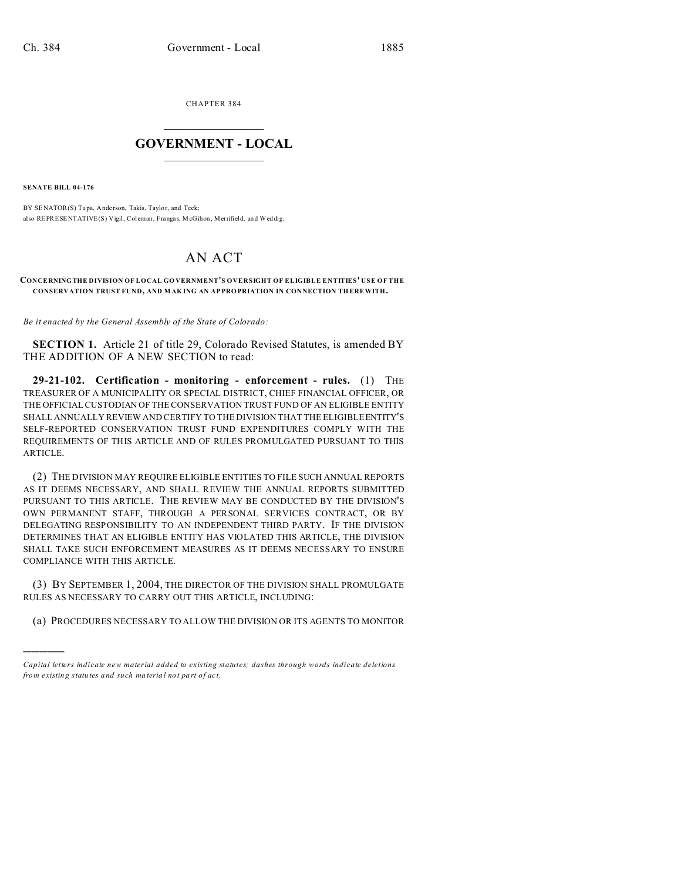CHAPTER 384

# GOVERNMENT - LOCAL

**SENATE BILL 04-176**

BY SENATOR(S) Tupa, Anderson, Takis, Taylor, and Teck;
also REPRESENTATIVE(S) Vigil, Coleman, Frangas, McGihon, Merrifield, and Weddig.

# AN ACT

**CONCERNING THE DIVISION OF LOCAL GOVERNMENT'S OVERSIGHT OF ELIGIBLE ENTITIES' USE OF THE CONSERVATION TRUST FUND, AND MAKING AN APPROPRIATION IN CONNECTION THEREWITH.**

*Be it enacted by the General Assembly of the State of Colorado:*

**SECTION 1.** Article 21 of title 29, Colorado Revised Statutes, is amended BY THE ADDITION OF A NEW SECTION to read:

**29-21-102. Certification - monitoring - enforcement - rules.** (1) THE TREASURER OF A MUNICIPALITY OR SPECIAL DISTRICT, CHIEF FINANCIAL OFFICER, OR THE OFFICIAL CUSTODIAN OF THE CONSERVATION TRUST FUND OF AN ELIGIBLE ENTITY SHALL ANNUALLY REVIEW AND CERTIFY TO THE DIVISION THAT THE ELIGIBLE ENTITY'S SELF-REPORTED CONSERVATION TRUST FUND EXPENDITURES COMPLY WITH THE REQUIREMENTS OF THIS ARTICLE AND OF RULES PROMULGATED PURSUANT TO THIS ARTICLE.

(2) THE DIVISION MAY REQUIRE ELIGIBLE ENTITIES TO FILE SUCH ANNUAL REPORTS AS IT DEEMS NECESSARY, AND SHALL REVIEW THE ANNUAL REPORTS SUBMITTED PURSUANT TO THIS ARTICLE. THE REVIEW MAY BE CONDUCTED BY THE DIVISION'S OWN PERMANENT STAFF, THROUGH A PERSONAL SERVICES CONTRACT, OR BY DELEGATING RESPONSIBILITY TO AN INDEPENDENT THIRD PARTY. IF THE DIVISION DETERMINES THAT AN ELIGIBLE ENTITY HAS VIOLATED THIS ARTICLE, THE DIVISION SHALL TAKE SUCH ENFORCEMENT MEASURES AS IT DEEMS NECESSARY TO ENSURE COMPLIANCE WITH THIS ARTICLE.

(3) BY SEPTEMBER 1, 2004, THE DIRECTOR OF THE DIVISION SHALL PROMULGATE RULES AS NECESSARY TO CARRY OUT THIS ARTICLE, INCLUDING:

(a) PROCEDURES NECESSARY TO ALLOW THE DIVISION OR ITS AGENTS TO MONITOR

*Capital letters indicate new material added to existing statutes; dashes through words indicate deletions from existing statutes and such material not part of act.*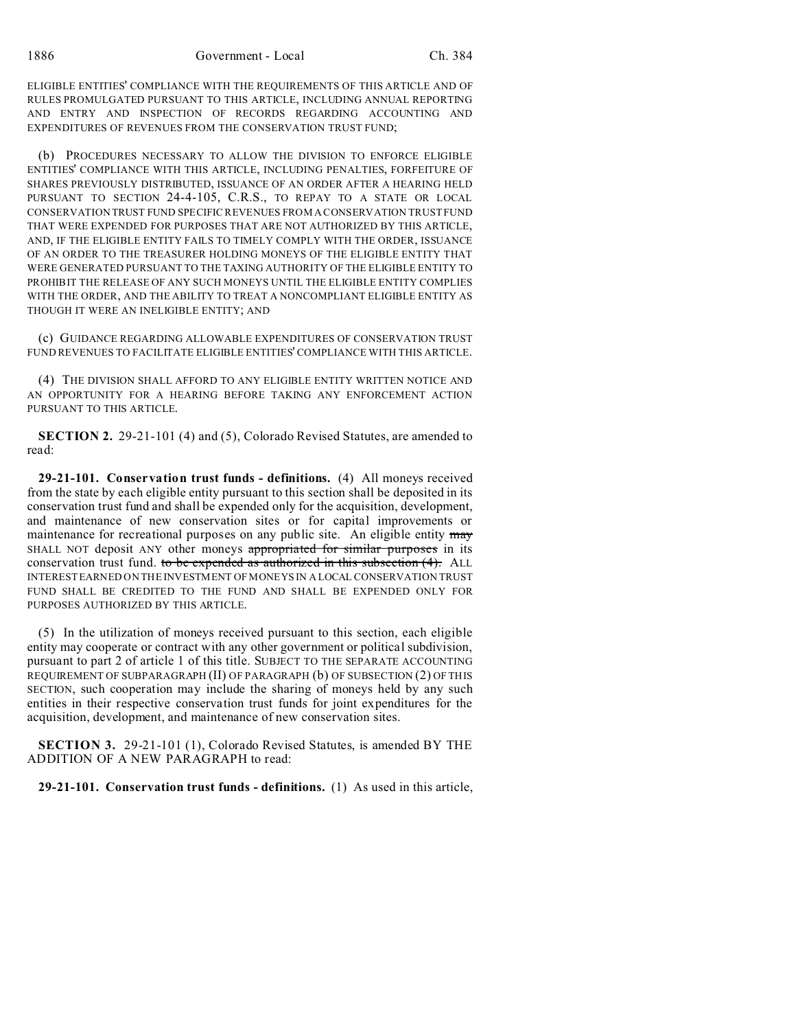ELIGIBLE ENTITIES' COMPLIANCE WITH THE REQUIREMENTS OF THIS ARTICLE AND OF RULES PROMULGATED PURSUANT TO THIS ARTICLE, INCLUDING ANNUAL REPORTING AND ENTRY AND INSPECTION OF RECORDS REGARDING ACCOUNTING AND EXPENDITURES OF REVENUES FROM THE CONSERVATION TRUST FUND;

(b) PROCEDURES NECESSARY TO ALLOW THE DIVISION TO ENFORCE ELIGIBLE ENTITIES' COMPLIANCE WITH THIS ARTICLE, INCLUDING PENALTIES, FORFEITURE OF SHARES PREVIOUSLY DISTRIBUTED, ISSUANCE OF AN ORDER AFTER A HEARING HELD PURSUANT TO SECTION 24-4-105, C.R.S., TO REPAY TO A STATE OR LOCAL CONSERVATION TRUST FUND SPECIFIC REVENUES FROM A CONSERVATION TRUST FUND THAT WERE EXPENDED FOR PURPOSES THAT ARE NOT AUTHORIZED BY THIS ARTICLE, AND, IF THE ELIGIBLE ENTITY FAILS TO TIMELY COMPLY WITH THE ORDER, ISSUANCE OF AN ORDER TO THE TREASURER HOLDING MONEYS OF THE ELIGIBLE ENTITY THAT WERE GENERATED PURSUANT TO THE TAXING AUTHORITY OF THE ELIGIBLE ENTITY TO PROHIBIT THE RELEASE OF ANY SUCH MONEYS UNTIL THE ELIGIBLE ENTITY COMPLIES WITH THE ORDER, AND THE ABILITY TO TREAT A NONCOMPLIANT ELIGIBLE ENTITY AS THOUGH IT WERE AN INELIGIBLE ENTITY; AND

(c) GUIDANCE REGARDING ALLOWABLE EXPENDITURES OF CONSERVATION TRUST FUND REVENUES TO FACILITATE ELIGIBLE ENTITIES' COMPLIANCE WITH THIS ARTICLE.

(4) THE DIVISION SHALL AFFORD TO ANY ELIGIBLE ENTITY WRITTEN NOTICE AND AN OPPORTUNITY FOR A HEARING BEFORE TAKING ANY ENFORCEMENT ACTION PURSUANT TO THIS ARTICLE.

**SECTION 2.** 29-21-101 (4) and (5), Colorado Revised Statutes, are amended to read:

**29-21-101. Conservation trust funds - definitions.** (4) All moneys received from the state by each eligible entity pursuant to this section shall be deposited in its conservation trust fund and shall be expended only for the acquisition, development, and maintenance of new conservation sites or for capital improvements or maintenance for recreational purposes on any public site. An eligible entity ~~may~~ SHALL NOT deposit ANY other moneys ~~appropriated for similar purposes~~ in its conservation trust fund. ~~to be expended as authorized in this subsection (4).~~ ALL INTEREST EARNED ON THE INVESTMENT OF MONEYS IN A LOCAL CONSERVATION TRUST FUND SHALL BE CREDITED TO THE FUND AND SHALL BE EXPENDED ONLY FOR PURPOSES AUTHORIZED BY THIS ARTICLE.

(5) In the utilization of moneys received pursuant to this section, each eligible entity may cooperate or contract with any other government or political subdivision, pursuant to part 2 of article 1 of this title. SUBJECT TO THE SEPARATE ACCOUNTING REQUIREMENT OF SUBPARAGRAPH (II) OF PARAGRAPH (b) OF SUBSECTION (2) OF THIS SECTION, such cooperation may include the sharing of moneys held by any such entities in their respective conservation trust funds for joint expenditures for the acquisition, development, and maintenance of new conservation sites.

**SECTION 3.** 29-21-101 (1), Colorado Revised Statutes, is amended BY THE ADDITION OF A NEW PARAGRAPH to read:

**29-21-101. Conservation trust funds - definitions.** (1) As used in this article,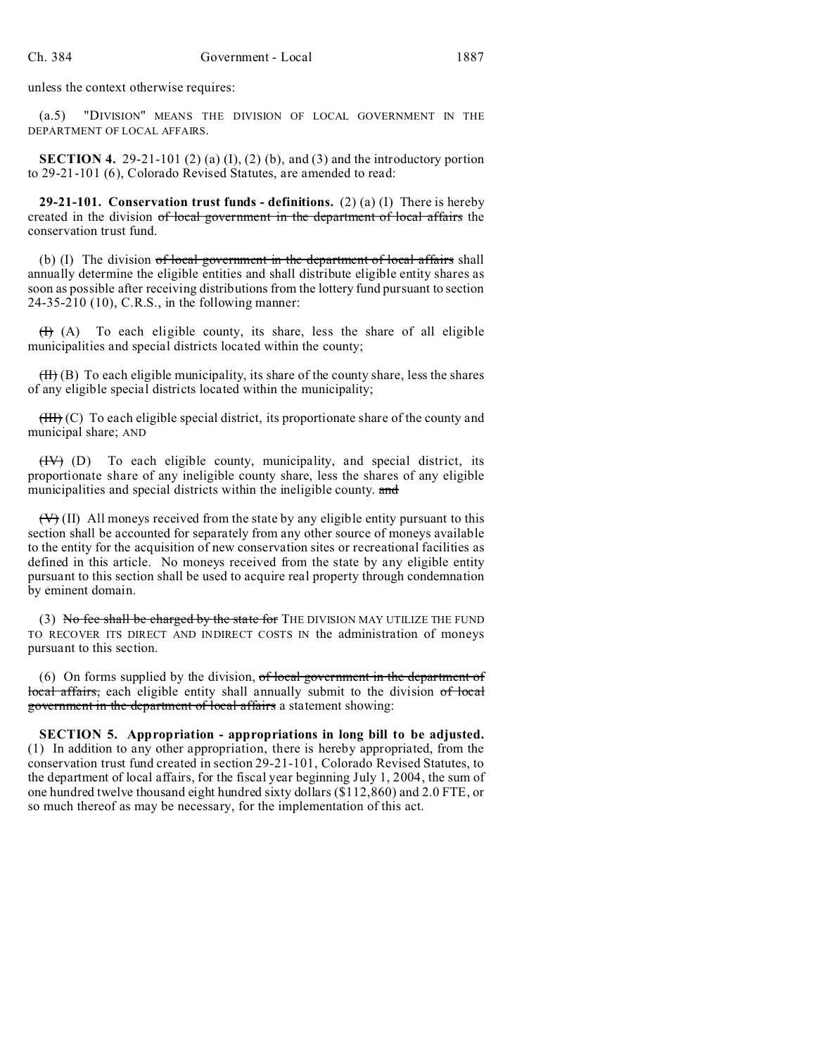unless the context otherwise requires:

(a.5) "DIVISION" MEANS THE DIVISION OF LOCAL GOVERNMENT IN THE DEPARTMENT OF LOCAL AFFAIRS.

**SECTION 4.** 29-21-101 (2) (a) (I), (2) (b), and (3) and the introductory portion to 29-21-101 (6), Colorado Revised Statutes, are amended to read:

**29-21-101. Conservation trust funds - definitions.** (2) (a) (I) There is hereby created in the division ~~of local government in the department of local affairs~~ the conservation trust fund.

(b) (I) The division ~~of local government in the department of local affairs~~ shall annually determine the eligible entities and shall distribute eligible entity shares as soon as possible after receiving distributions from the lottery fund pursuant to section 24-35-210 (10), C.R.S., in the following manner:

~~(I)~~ (A) To each eligible county, its share, less the share of all eligible municipalities and special districts located within the county;

~~(II)~~ (B) To each eligible municipality, its share of the county share, less the shares of any eligible special districts located within the municipality;

~~(III)~~ (C) To each eligible special district, its proportionate share of the county and municipal share; AND

~~(IV)~~ (D) To each eligible county, municipality, and special district, its proportionate share of any ineligible county share, less the shares of any eligible municipalities and special districts within the ineligible county. ~~and~~

~~(V)~~ (II) All moneys received from the state by any eligible entity pursuant to this section shall be accounted for separately from any other source of moneys available to the entity for the acquisition of new conservation sites or recreational facilities as defined in this article. No moneys received from the state by any eligible entity pursuant to this section shall be used to acquire real property through condemnation by eminent domain.

(3) ~~No fee shall be charged by the state for~~ THE DIVISION MAY UTILIZE THE FUND TO RECOVER ITS DIRECT AND INDIRECT COSTS IN the administration of moneys pursuant to this section.

(6) On forms supplied by the division, ~~of local government in the department of local affairs,~~ each eligible entity shall annually submit to the division ~~of local government in the department of local affairs~~ a statement showing:

**SECTION 5. Appropriation - appropriations in long bill to be adjusted.** (1) In addition to any other appropriation, there is hereby appropriated, from the conservation trust fund created in section 29-21-101, Colorado Revised Statutes, to the department of local affairs, for the fiscal year beginning July 1, 2004, the sum of one hundred twelve thousand eight hundred sixty dollars ($112,860) and 2.0 FTE, or so much thereof as may be necessary, for the implementation of this act.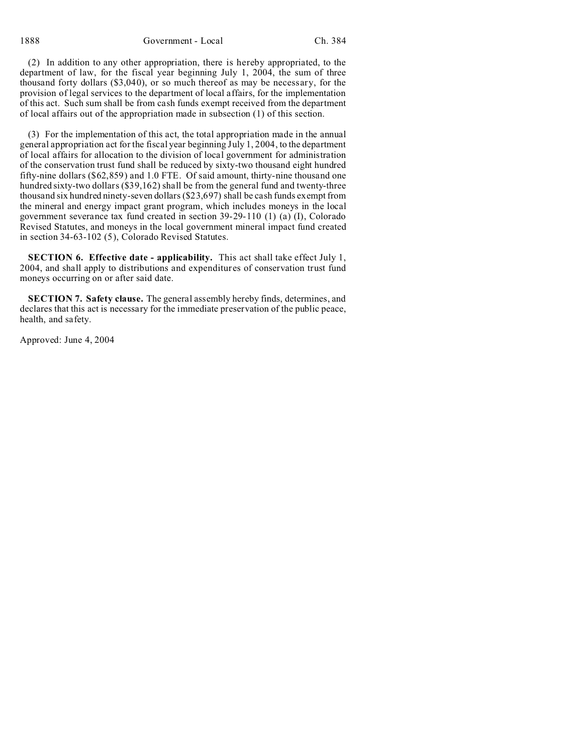(2) In addition to any other appropriation, there is hereby appropriated, to the department of law, for the fiscal year beginning July 1, 2004, the sum of three thousand forty dollars ($3,040), or so much thereof as may be necessary, for the provision of legal services to the department of local affairs, for the implementation of this act. Such sum shall be from cash funds exempt received from the department of local affairs out of the appropriation made in subsection (1) of this section.

(3) For the implementation of this act, the total appropriation made in the annual general appropriation act for the fiscal year beginning July 1, 2004, to the department of local affairs for allocation to the division of local government for administration of the conservation trust fund shall be reduced by sixty-two thousand eight hundred fifty-nine dollars ($62,859) and 1.0 FTE. Of said amount, thirty-nine thousand one hundred sixty-two dollars ($39,162) shall be from the general fund and twenty-three thousand six hundred ninety-seven dollars ($23,697) shall be cash funds exempt from the mineral and energy impact grant program, which includes moneys in the local government severance tax fund created in section 39-29-110 (1) (a) (I), Colorado Revised Statutes, and moneys in the local government mineral impact fund created in section 34-63-102 (5), Colorado Revised Statutes.

**SECTION 6. Effective date - applicability.** This act shall take effect July 1, 2004, and shall apply to distributions and expenditures of conservation trust fund moneys occurring on or after said date.

**SECTION 7. Safety clause.** The general assembly hereby finds, determines, and declares that this act is necessary for the immediate preservation of the public peace, health, and safety.

Approved: June 4, 2004